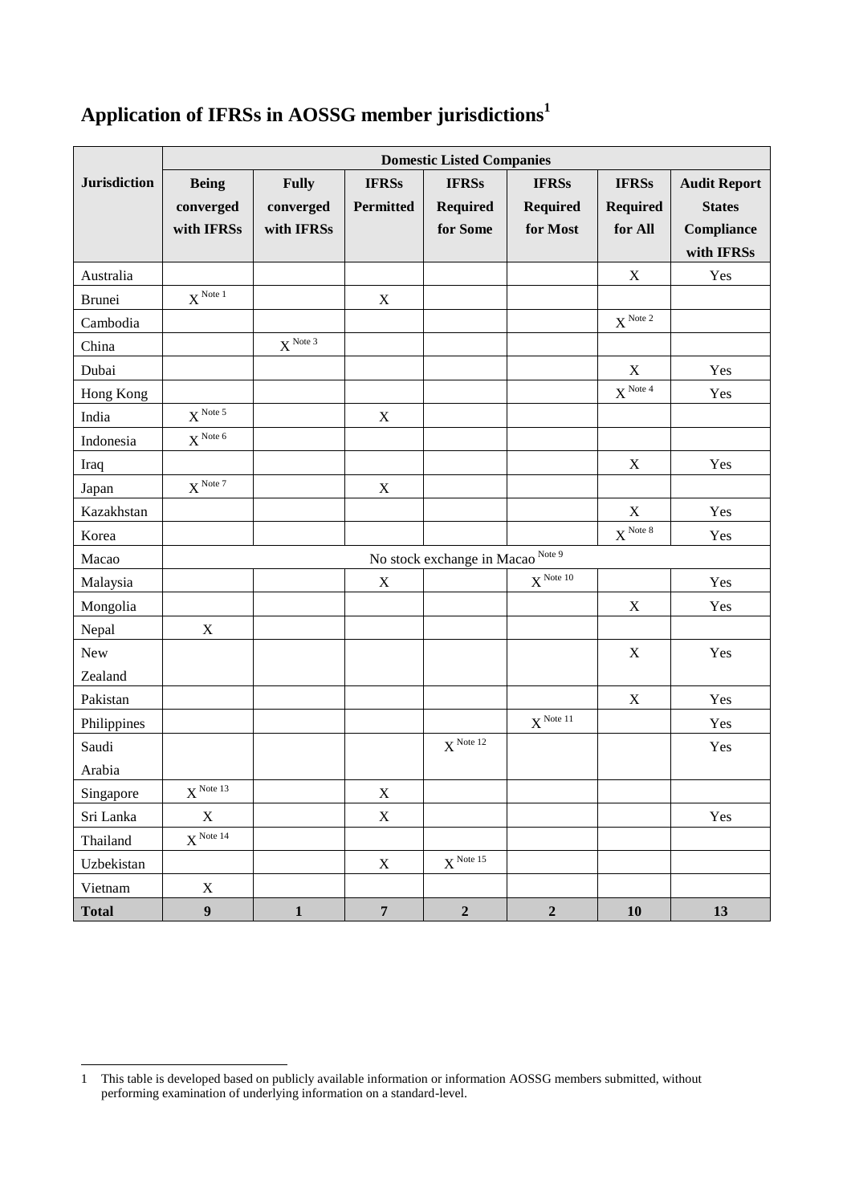# Application of IFRSs in AOSSG member jurisdictions[1]

| Jurisdiction | Domestic Listed Companies | | | | | | |
|---|---|---|---|---|---|---|---|
| | **Being converged with IFRSs** | **Fully converged with IFRSs** | **IFRSs Permitted** | **IFRSs Required for Some** | **IFRSs Required for Most** | **IFRSs Required for All** | **Audit Report States Compliance with IFRSs** |
| Australia | | | | | | X | Yes |
| Brunei | X [Note 1] | | X | | | | |
| Cambodia | | | | | | X [Note 2] | |
| China | | X [Note 3] | | | | | |
| Dubai | | | | | | X | Yes |
| Hong Kong | | | | | | X [Note 4] | Yes |
| India | X [Note 5] | | X | | | | |
| Indonesia | X [Note 6] | | | | | | |
| Iraq | | | | | | X | Yes |
| Japan | X [Note 7] | | X | | | | |
| Kazakhstan | | | | | | X | Yes |
| Korea | | | | | | X [Note 8] | Yes |
| Macao | No stock exchange in Macao [Note 9] | | | | | | |
| Malaysia | | | X | | X [Note 10] | | Yes |
| Mongolia | | | | | | X | Yes |
| Nepal | X | | | | | | |
| New Zealand | | | | | | X | Yes |
| Pakistan | | | | | | X | Yes |
| Philippines | | | | | X [Note 11] | | Yes |
| Saudi Arabia | | | | X [Note 12] | | | Yes |
| Singapore | X [Note 13] | | X | | | | |
| Sri Lanka | X | | X | | | | Yes |
| Thailand | X [Note 14] | | | | | | |
| Uzbekistan | | | X | X [Note 15] | | | |
| Vietnam | X | | | | | | |
| **Total** | **9** | **1** | **7** | **2** | **2** | **10** | **13** |

1 This table is developed based on publicly available information or information AOSSG members submitted, without performing examination of underlying information on a standard-level.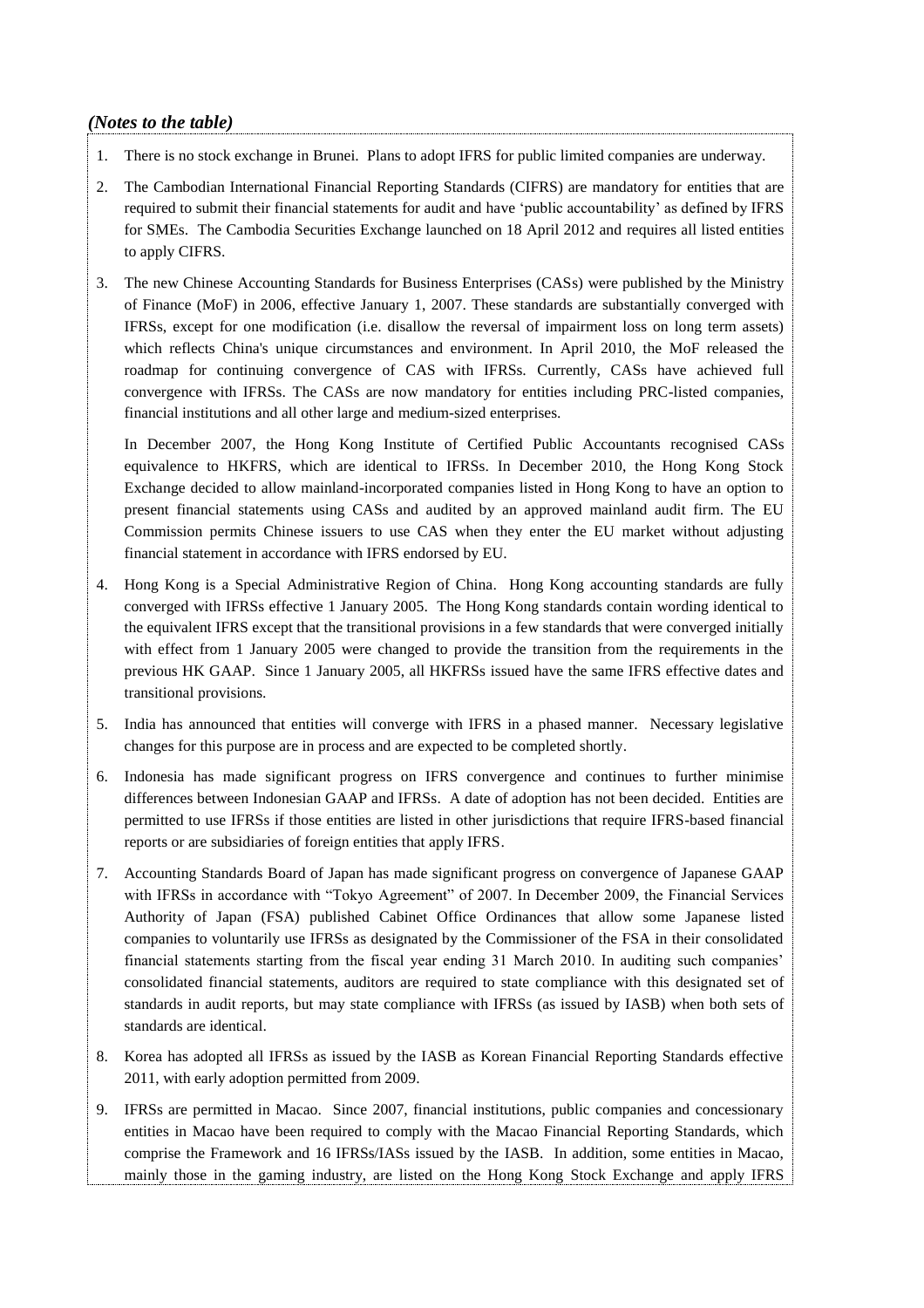*(Notes to the table)*

1. There is no stock exchange in Brunei. Plans to adopt IFRS for public limited companies are underway.
2. The Cambodian International Financial Reporting Standards (CIFRS) are mandatory for entities that are required to submit their financial statements for audit and have 'public accountability' as defined by IFRS for SMEs. The Cambodia Securities Exchange launched on 18 April 2012 and requires all listed entities to apply CIFRS.
3. The new Chinese Accounting Standards for Business Enterprises (CASs) were published by the Ministry of Finance (MoF) in 2006, effective January 1, 2007. These standards are substantially converged with IFRSs, except for one modification (i.e. disallow the reversal of impairment loss on long term assets) which reflects China's unique circumstances and environment. In April 2010, the MoF released the roadmap for continuing convergence of CAS with IFRSs. Currently, CASs have achieved full convergence with IFRSs. The CASs are now mandatory for entities including PRC-listed companies, financial institutions and all other large and medium-sized enterprises.

   In December 2007, the Hong Kong Institute of Certified Public Accountants recognised CASs equivalence to HKFRS, which are identical to IFRSs. In December 2010, the Hong Kong Stock Exchange decided to allow mainland-incorporated companies listed in Hong Kong to have an option to present financial statements using CASs and audited by an approved mainland audit firm. The EU Commission permits Chinese issuers to use CAS when they enter the EU market without adjusting financial statement in accordance with IFRS endorsed by EU.
4. Hong Kong is a Special Administrative Region of China. Hong Kong accounting standards are fully converged with IFRSs effective 1 January 2005. The Hong Kong standards contain wording identical to the equivalent IFRS except that the transitional provisions in a few standards that were converged initially with effect from 1 January 2005 were changed to provide the transition from the requirements in the previous HK GAAP. Since 1 January 2005, all HKFRSs issued have the same IFRS effective dates and transitional provisions.
5. India has announced that entities will converge with IFRS in a phased manner. Necessary legislative changes for this purpose are in process and are expected to be completed shortly.
6. Indonesia has made significant progress on IFRS convergence and continues to further minimise differences between Indonesian GAAP and IFRSs. A date of adoption has not been decided. Entities are permitted to use IFRSs if those entities are listed in other jurisdictions that require IFRS-based financial reports or are subsidiaries of foreign entities that apply IFRS.
7. Accounting Standards Board of Japan has made significant progress on convergence of Japanese GAAP with IFRSs in accordance with "Tokyo Agreement" of 2007. In December 2009, the Financial Services Authority of Japan (FSA) published Cabinet Office Ordinances that allow some Japanese listed companies to voluntarily use IFRSs as designated by the Commissioner of the FSA in their consolidated financial statements starting from the fiscal year ending 31 March 2010. In auditing such companies' consolidated financial statements, auditors are required to state compliance with this designated set of standards in audit reports, but may state compliance with IFRSs (as issued by IASB) when both sets of standards are identical.
8. Korea has adopted all IFRSs as issued by the IASB as Korean Financial Reporting Standards effective 2011, with early adoption permitted from 2009.
9. IFRSs are permitted in Macao. Since 2007, financial institutions, public companies and concessionary entities in Macao have been required to comply with the Macao Financial Reporting Standards, which comprise the Framework and 16 IFRSs/IASs issued by the IASB. In addition, some entities in Macao, mainly those in the gaming industry, are listed on the Hong Kong Stock Exchange and apply IFRS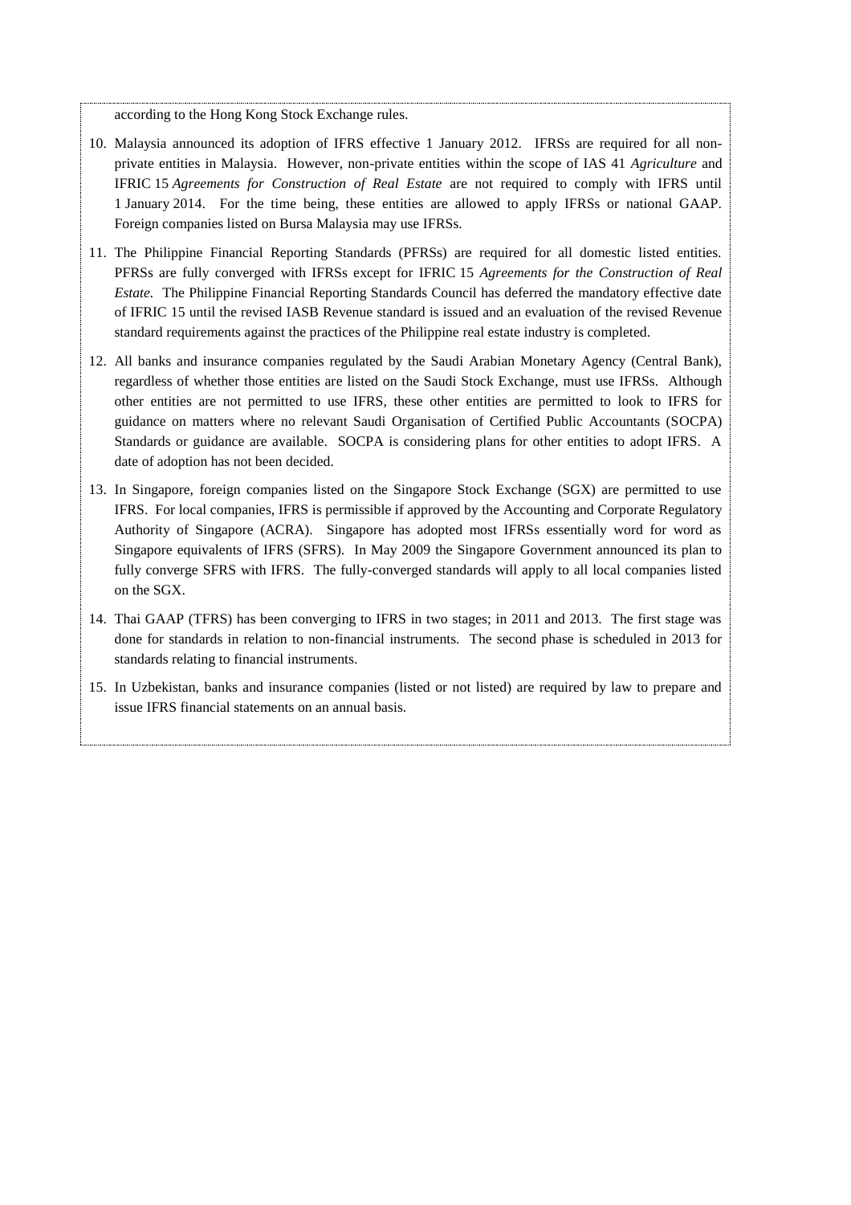according to the Hong Kong Stock Exchange rules.

10. Malaysia announced its adoption of IFRS effective 1 January 2012. IFRSs are required for all non-private entities in Malaysia. However, non-private entities within the scope of IAS 41 *Agriculture* and IFRIC 15 *Agreements for Construction of Real Estate* are not required to comply with IFRS until 1 January 2014. For the time being, these entities are allowed to apply IFRSs or national GAAP. Foreign companies listed on Bursa Malaysia may use IFRSs.

11. The Philippine Financial Reporting Standards (PFRSs) are required for all domestic listed entities. PFRSs are fully converged with IFRSs except for IFRIC 15 *Agreements for the Construction of Real Estate.* The Philippine Financial Reporting Standards Council has deferred the mandatory effective date of IFRIC 15 until the revised IASB Revenue standard is issued and an evaluation of the revised Revenue standard requirements against the practices of the Philippine real estate industry is completed.

12. All banks and insurance companies regulated by the Saudi Arabian Monetary Agency (Central Bank), regardless of whether those entities are listed on the Saudi Stock Exchange, must use IFRSs. Although other entities are not permitted to use IFRS, these other entities are permitted to look to IFRS for guidance on matters where no relevant Saudi Organisation of Certified Public Accountants (SOCPA) Standards or guidance are available. SOCPA is considering plans for other entities to adopt IFRS. A date of adoption has not been decided.

13. In Singapore, foreign companies listed on the Singapore Stock Exchange (SGX) are permitted to use IFRS. For local companies, IFRS is permissible if approved by the Accounting and Corporate Regulatory Authority of Singapore (ACRA). Singapore has adopted most IFRSs essentially word for word as Singapore equivalents of IFRS (SFRS). In May 2009 the Singapore Government announced its plan to fully converge SFRS with IFRS. The fully-converged standards will apply to all local companies listed on the SGX.

14. Thai GAAP (TFRS) has been converging to IFRS in two stages; in 2011 and 2013. The first stage was done for standards in relation to non-financial instruments. The second phase is scheduled in 2013 for standards relating to financial instruments.

15. In Uzbekistan, banks and insurance companies (listed or not listed) are required by law to prepare and issue IFRS financial statements on an annual basis.